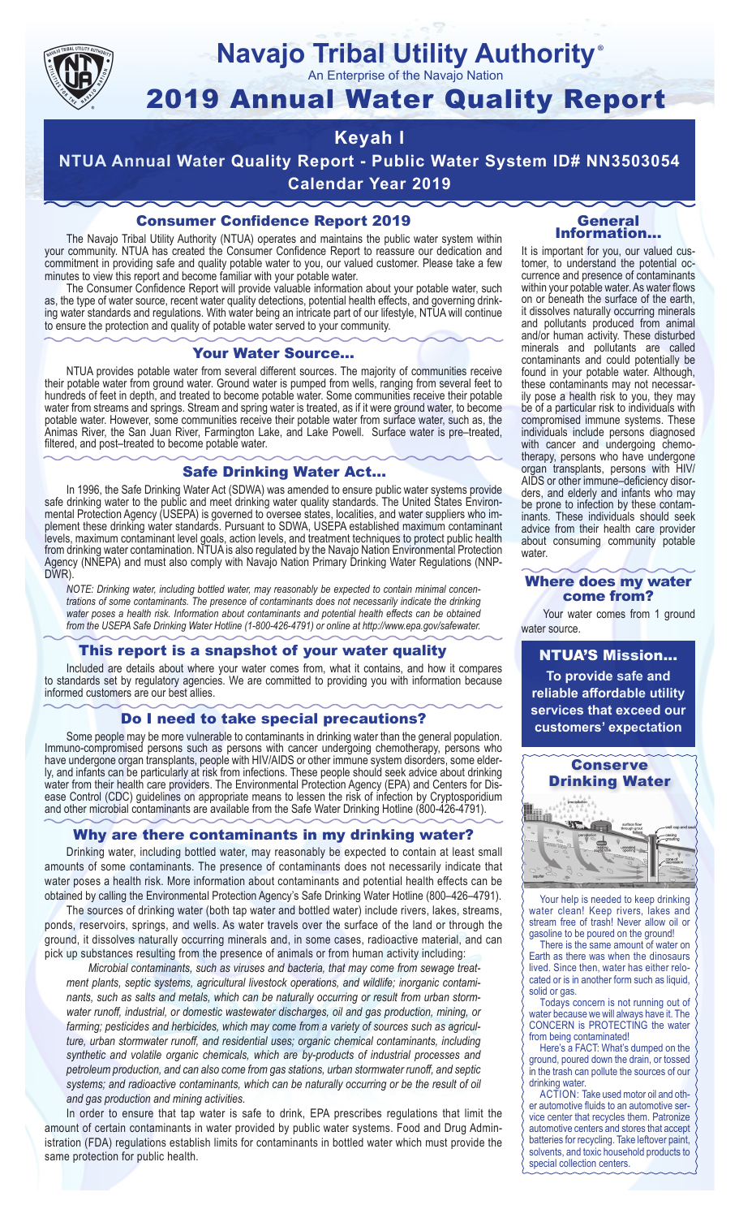# Navajo Tribal Utility Authority®

An Enterprise of the Navajo Nation

# 2019 Annual Water Quality Report

## Keyah I

## NTUA Annual Water Quality Report - Public Water System ID# NN3503054

## Calendar Year 2019

### Consumer Confidence Report 2019

The Navajo Tribal Utility Authority (NTUA) operates and maintains the public water system within your community. NTUA has created the Consumer Confidence Report to reassure our dedication and commitment in providing safe and quality potable water to you, our valued customer. Please take a few minutes to view this report and become familiar with your potable water.

The Consumer Confidence Report will provide valuable information about your potable water, such as, the type of water source, recent water quality detections, potential health effects, and governing drinking water standards and regulations. With water being an intricate part of our lifestyle, NTUA will continue to ensure the protection and quality of potable water served to your community.

### Your Water Source…

NTUA provides potable water from several different sources. The majority of communities receive their potable water from ground water. Ground water is pumped from wells, ranging from several feet to hundreds of feet in depth, and treated to become potable water. Some communities receive their potable water from streams and springs. Stream and spring water is treated, as if it were ground water, to become potable water. However, some communities receive their potable water from surface water, such as, the Animas River, the San Juan River, Farmington Lake, and Lake Powell. Surface water is pre–treated, filtered, and post–treated to become potable water.

### Safe Drinking Water Act…

In 1996, the Safe Drinking Water Act (SDWA) was amended to ensure public water systems provide safe drinking water to the public and meet drinking water quality standards. The United States Environmental Protection Agency (USEPA) is governed to oversee states, localities, and water suppliers who implement these drinking water standards. Pursuant to SDWA, USEPA established maximum contaminant levels, maximum contaminant level goals, action levels, and treatment techniques to protect public health from drinking water contamination. NTUA is also regulated by the Navajo Nation Environmental Protection Agency (NNEPA) and must also comply with Navajo Nation Primary Drinking Water Regulations (NNPDWR).

*NOTE: Drinking water, including bottled water, may reasonably be expected to contain minimal concentrations of some contaminants. The presence of contaminants does not necessarily indicate the drinking water poses a health risk. Information about contaminants and potential health effects can be obtained from the USEPA Safe Drinking Water Hotline (1-800-426-4791) or online at http://www.epa.gov/safewater.*

### This report is a snapshot of your water quality

Included are details about where your water comes from, what it contains, and how it compares to standards set by regulatory agencies. We are committed to providing you with information because informed customers are our best allies.

### Do I need to take special precautions?

Some people may be more vulnerable to contaminants in drinking water than the general population. Immuno-compromised persons such as persons with cancer undergoing chemotherapy, persons who have undergone organ transplants, people with HIV/AIDS or other immune system disorders, some elderly, and infants can be particularly at risk from infections. These people should seek advice about drinking water from their health care providers. The Environmental Protection Agency (EPA) and Centers for Disease Control (CDC) guidelines on appropriate means to lessen the risk of infection by Cryptosporidium and other microbial contaminants are available from the Safe Water Drinking Hotline (800-426-4791).

### Why are there contaminants in my drinking water?

Drinking water, including bottled water, may reasonably be expected to contain at least small amounts of some contaminants. The presence of contaminants does not necessarily indicate that water poses a health risk. More information about contaminants and potential health effects can be obtained by calling the Environmental Protection Agency's Safe Drinking Water Hotline (800–426–4791).

The sources of drinking water (both tap water and bottled water) include rivers, lakes, streams, ponds, reservoirs, springs, and wells. As water travels over the surface of the land or through the ground, it dissolves naturally occurring minerals and, in some cases, radioactive material, and can pick up substances resulting from the presence of animals or from human activity including:

*Microbial contaminants, such as viruses and bacteria, that may come from sewage treatment plants, septic systems, agricultural livestock operations, and wildlife; inorganic contaminants, such as salts and metals, which can be naturally occurring or result from urban stormwater runoff, industrial, or domestic wastewater discharges, oil and gas production, mining, or farming; pesticides and herbicides, which may come from a variety of sources such as agriculture, urban stormwater runoff, and residential uses; organic chemical contaminants, including synthetic and volatile organic chemicals, which are by-products of industrial processes and petroleum production, and can also come from gas stations, urban stormwater runoff, and septic systems; and radioactive contaminants, which can be naturally occurring or be the result of oil and gas production and mining activities.*

In order to ensure that tap water is safe to drink, EPA prescribes regulations that limit the amount of certain contaminants in water provided by public water systems. Food and Drug Administration (FDA) regulations establish limits for contaminants in bottled water which must provide the same protection for public health.

### General Information…

It is important for you, our valued customer, to understand the potential occurrence and presence of contaminants within your potable water. As water flows on or beneath the surface of the earth, it dissolves naturally occurring minerals and pollutants produced from animal and/or human activity. These disturbed minerals and pollutants are called contaminants and could potentially be found in your potable water. Although, these contaminants may not necessarily pose a health risk to you, they may be of a particular risk to individuals with compromised immune systems. These individuals include persons diagnosed with cancer and undergoing chemotherapy, persons who have undergone organ transplants, persons with HIV/AIDS or other immune–deficiency disorders, and elderly and infants who may be prone to infection by these contaminants. These individuals should seek advice from their health care provider about consuming community potable water.

### Where does my water come from?

Your water comes from 1 ground water source.

### NTUA'S Mission…

**To provide safe and reliable affordable utility services that exceed our customers' expectation**

### Conserve Drinking Water

Your help is needed to keep drinking water clean! Keep rivers, lakes and stream free of trash! Never allow oil or gasoline to be poured on the ground!

There is the same amount of water on Earth as there was when the dinosaurs lived. Since then, water has either relocated or is in another form such as liquid, solid or gas.

Todays concern is not running out of water because we will always have it. The CONCERN is PROTECTING the water from being contaminated!

Here's a FACT: What's dumped on the ground, poured down the drain, or tossed in the trash can pollute the sources of our drinking water.

ACTION: Take used motor oil and other automotive fluids to an automotive service center that recycles them. Patronize automotive centers and stores that accept batteries for recycling. Take leftover paint, solvents, and toxic household products to special collection centers.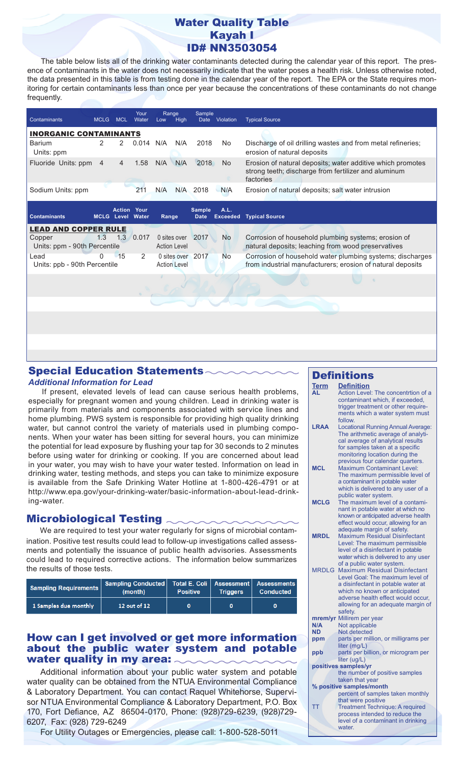# Water Quality Table
# Kayah I
# ID# NN3503054

The table below lists all of the drinking water contaminants detected during the calendar year of this report. The presence of contaminants in the water does not necessarily indicate that the water poses a health risk. Unless otherwise noted, the data presented in this table is from testing done in the calendar year of the report. The EPA or the State requires monitoring for certain contaminants less than once per year because the concentrations of these contaminants do not change frequently.

| Contaminants | MCLG | MCL | Your Water | Range Low | Range High | Sample Date | Violation | Typical Source |
|---|---|---|---|---|---|---|---|---|
| **INORGANIC CONTAMINANTS** | | | | | | | | |
| Barium Units: ppm | 2 | 2 | 0.014 | N/A | N/A | 2018 | No | Discharge of oil drilling wastes and from metal refineries; erosion of natural deposits |
| Fluoride Units: ppm | 4 | 4 | 1.58 | N/A | N/A | 2018 | No | Erosion of natural deposits; water additive which promotes strong teeth; discharge from fertilizer and aluminum factories |
| Sodium Units: ppm | | | 211 | N/A | N/A | 2018 | N/A | Erosion of natural deposits; salt water intrusion |

| Contaminants | MCLG | Action Level | Your Water | Range | Sample Date | A.L. Exceeded | Typical Source |
|---|---|---|---|---|---|---|---|
| **LEAD AND COPPER RULE** | | | | | | | |
| Copper Units: ppm - 90th Percentile | 1.3 | 1.3 | 0.017 | 0 sites over Action Level | 2017 | No | Corrosion of household plumbing systems; erosion of natural deposits; leaching from wood preservatives |
| Lead Units: ppb - 90th Percentile | 0 | 15 | 2 | 0 sites over Action Level | 2017 | No | Corrosion of household water plumbing systems; discharges from industrial manufacturers; erosion of natural deposits |

## Special Education Statements

### *Additional Information for Lead*

If present, elevated levels of lead can cause serious health problems, especially for pregnant women and young children. Lead in drinking water is primarily from materials and components associated with service lines and home plumbing. PWS system is responsible for providing high quality drinking water, but cannot control the variety of materials used in plumbing components. When your water has been sitting for several hours, you can minimize the potential for lead exposure by flushing your tap for 30 seconds to 2 minutes before using water for drinking or cooking. If you are concerned about lead in your water, you may wish to have your water tested. Information on lead in drinking water, testing methods, and steps you can take to minimize exposure is available from the Safe Drinking Water Hotline at 1-800-426-4791 or at http://www.epa.gov/your-drinking-water/basic-information-about-lead-drinking-water.

## Microbiological Testing

We are required to test your water regularly for signs of microbial contamination. Positive test results could lead to follow-up investigations called assessments and potentially the issuance of public health advisories. Assessments could lead to required corrective actions. The information below summarizes the results of those tests.

| Sampling Requirements | Sampling Conducted (month) | Total E. Coli Positive | Assessment Triggers | Assessments Conducted |
|---|---|---|---|---|
| 1 Samples due monthly | 12 out of 12 | 0 | 0 | 0 |

## How can I get involved or get more information about the public water system and potable water quality in my area:

Additional information about your public water system and potable water quality can be obtained from the NTUA Environmental Compliance & Laboratory Department. You can contact Raquel Whitehorse, Supervisor NTUA Environmental Compliance & Laboratory Department, P.O. Box 170, Fort Defiance, AZ 86504-0170, Phone: (928)729-6239, (928)729-6207, Fax: (928) 729-6249

For Utility Outages or Emergencies, please call: 1-800-528-5011

## Definitions

| Term | Definition |
|---|---|
| **AL** | Action Level: The concentrtion of a contaminant which, if exceeded, trigger treatment or other requirements which a water system must follow. |
| **LRAA** | Locational Running Annual Average: The arithmetic average of analytical results for samples taken at a specific monitoring location during the previous four calendar quarters. |
| **MCL** | Maximum Contaminant Level: The maximum permissible level of a contaminant in potable water which is delivered to any user of a public water system. |
| **MCLG** | The maximum level of a contaminant in potable water at which no known or anticipated adverse health effect would occur, allowing for an adequate margin of safety. |
| **MRDL** | Maximum Residual Disinfectant Level: The maximum permissible level of a disinfectant in potable water which is delivered to any user of a public water system. |
| **MRDLG** | Maximum Residual Disinfectant Level Goal: The maximum level of a disinfectant in potable water at which no known or anticipated adverse health effect would occur, allowing for an adequate margin of safety. |
| **mrem/yr** | Millirem per year |
| **N/A** | Not applicable |
| **ND** | Not detected |
| **ppm** | parts per million, or milligrams per liter (mg/L) |
| **ppb** | parts per billion, or microgram per liter (ug/L) |
| **positives samples/yr** | the number of positive samples taken that year |
| **% positive samples/month** | percent of samples taken monthly that were positive |
| **TT** | Treatment Technique: A required process intended to reduce the level of a contaminant in drinking water. |